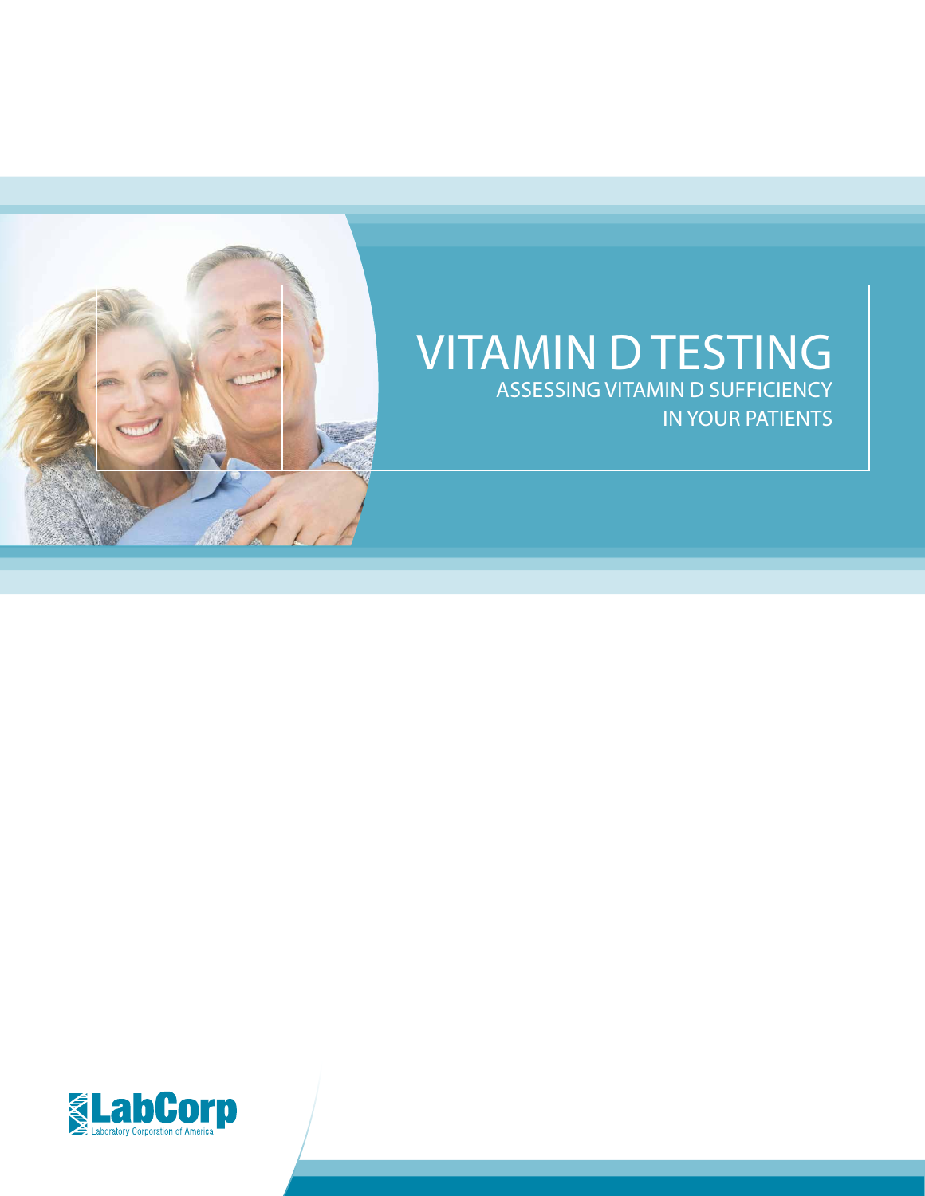# VITAMIN D TESTING

## ASSESSING VITAMIN D SUFFICIENCY IN YOUR PATIENTS

LabCorp
Laboratory Corporation of America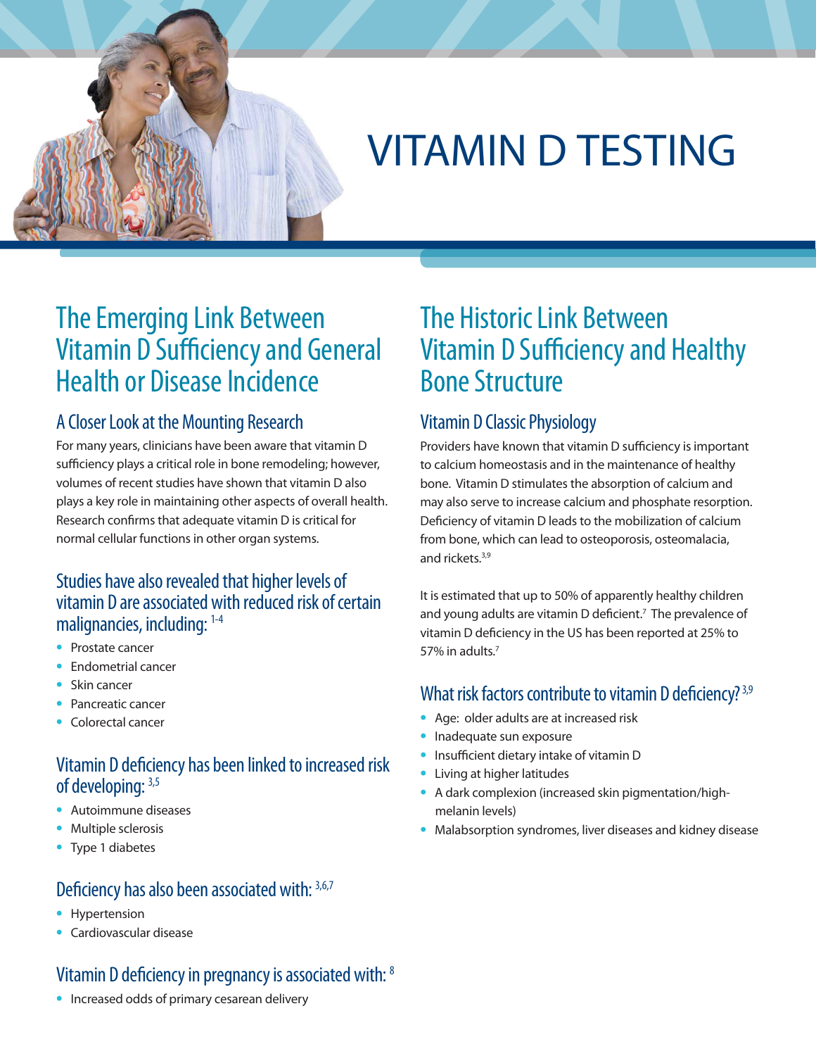# VITAMIN D TESTING

## The Emerging Link Between Vitamin D Sufficiency and General Health or Disease Incidence

### A Closer Look at the Mounting Research

For many years, clinicians have been aware that vitamin D sufficiency plays a critical role in bone remodeling; however, volumes of recent studies have shown that vitamin D also plays a key role in maintaining other aspects of overall health. Research confirms that adequate vitamin D is critical for normal cellular functions in other organ systems.

### Studies have also revealed that higher levels of vitamin D are associated with reduced risk of certain malignancies, including: [1-4]

- Prostate cancer
- Endometrial cancer
- Skin cancer
- Pancreatic cancer
- Colorectal cancer

### Vitamin D deficiency has been linked to increased risk of developing: [3,5]

- Autoimmune diseases
- Multiple sclerosis
- Type 1 diabetes

### Deficiency has also been associated with: [3,6,7]

- Hypertension
- Cardiovascular disease

### Vitamin D deficiency in pregnancy is associated with: [8]

- Increased odds of primary cesarean delivery

## The Historic Link Between Vitamin D Sufficiency and Healthy Bone Structure

### Vitamin D Classic Physiology

Providers have known that vitamin D sufficiency is important to calcium homeostasis and in the maintenance of healthy bone. Vitamin D stimulates the absorption of calcium and may also serve to increase calcium and phosphate resorption. Deficiency of vitamin D leads to the mobilization of calcium from bone, which can lead to osteoporosis, osteomalacia, and rickets.[3,9]

It is estimated that up to 50% of apparently healthy children and young adults are vitamin D deficient.[7] The prevalence of vitamin D deficiency in the US has been reported at 25% to 57% in adults.[7]

### What risk factors contribute to vitamin D deficiency? [3,9]

- Age: older adults are at increased risk
- Inadequate sun exposure
- Insufficient dietary intake of vitamin D
- Living at higher latitudes
- A dark complexion (increased skin pigmentation/high-melanin levels)
- Malabsorption syndromes, liver diseases and kidney disease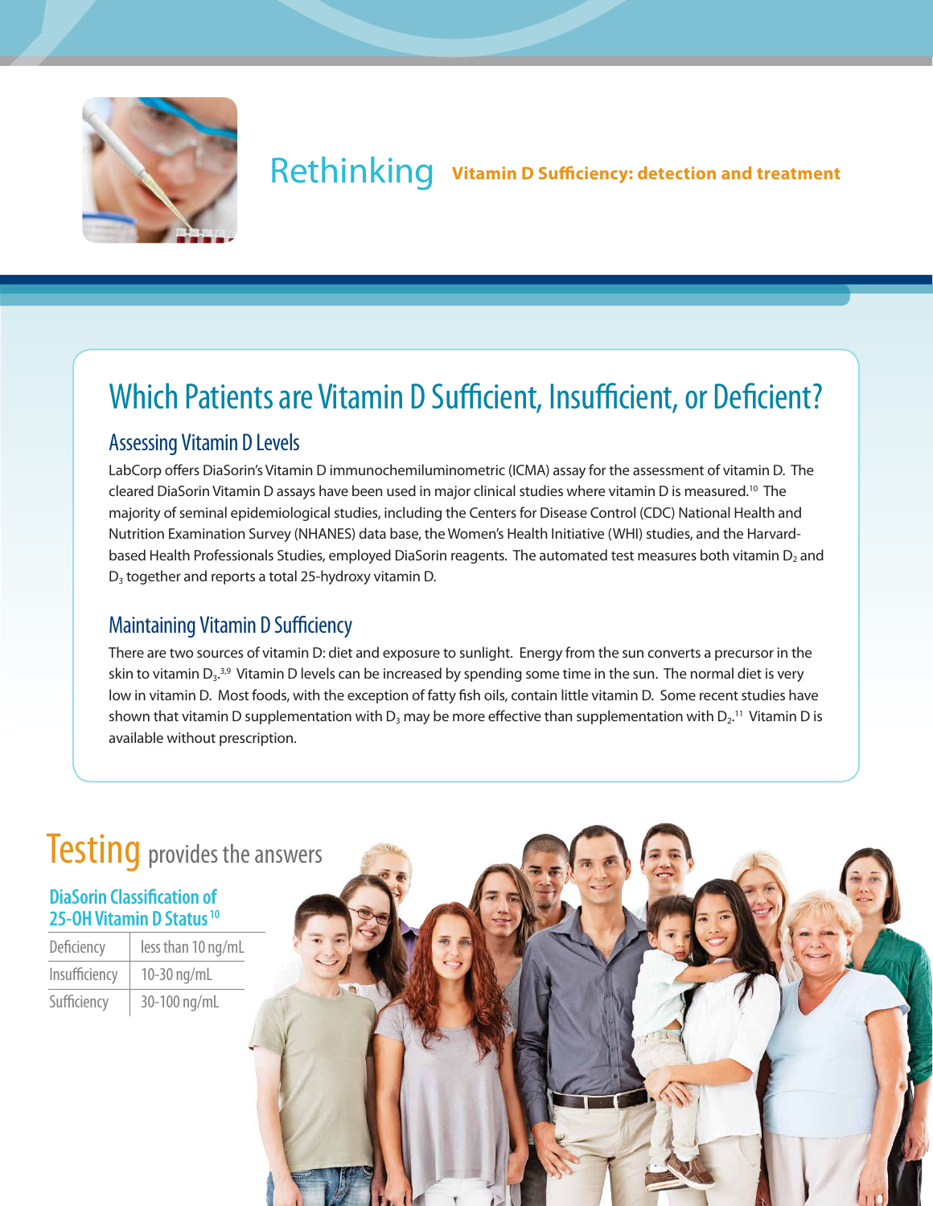# Rethinking Vitamin D Sufficiency: detection and treatment

## Which Patients are Vitamin D Sufficient, Insufficient, or Deficient?

### Assessing Vitamin D Levels

LabCorp offers DiaSorin's Vitamin D immunochemiluminometric (ICMA) assay for the assessment of vitamin D. The cleared DiaSorin Vitamin D assays have been used in major clinical studies where vitamin D is measured.[10] The majority of seminal epidemiological studies, including the Centers for Disease Control (CDC) National Health and Nutrition Examination Survey (NHANES) data base, the Women's Health Initiative (WHI) studies, and the Harvard-based Health Professionals Studies, employed DiaSorin reagents. The automated test measures both vitamin $D_2$ and $D_3$ together and reports a total 25-hydroxy vitamin D.

### Maintaining Vitamin D Sufficiency

There are two sources of vitamin D: diet and exposure to sunlight. Energy from the sun converts a precursor in the skin to vitamin $D_3$.[3,9] Vitamin D levels can be increased by spending some time in the sun. The normal diet is very low in vitamin D. Most foods, with the exception of fatty fish oils, contain little vitamin D. Some recent studies have shown that vitamin D supplementation with $D_3$ may be more effective than supplementation with $D_2$.[11] Vitamin D is available without prescription.

## Testing provides the answers

### DiaSorin Classification of 25-OH Vitamin D Status[10]

| Status | Level |
|---|---|
| Deficiency | less than 10 ng/mL |
| Insufficiency | 10-30 ng/mL |
| Sufficiency | 30-100 ng/mL |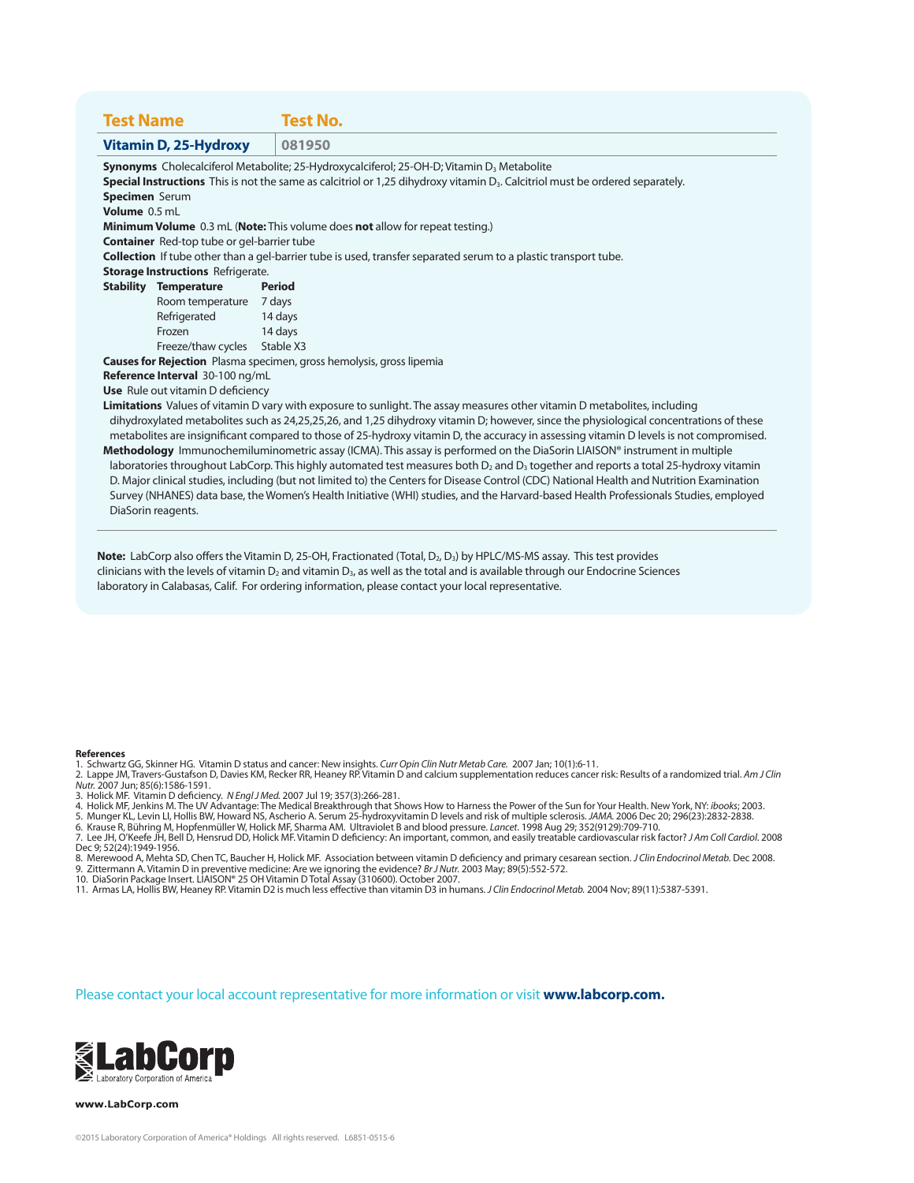| Test Name | Test No. |
|---|---|
| **Vitamin D, 25-Hydroxy** | 081950 |

**Synonyms** Cholecalciferol Metabolite; 25-Hydroxycalciferol; 25-OH-D; Vitamin $D_3$ Metabolite

**Special Instructions** This is not the same as calcitriol or 1,25 dihydroxy vitamin $D_3$. Calcitriol must be ordered separately.

**Specimen** Serum

**Volume** 0.5 mL

**Minimum Volume** 0.3 mL (**Note:** This volume does **not** allow for repeat testing.)

**Container** Red-top tube or gel-barrier tube

**Collection** If tube other than a gel-barrier tube is used, transfer separated serum to a plastic transport tube.

**Storage Instructions** Refrigerate.

**Stability**

| Temperature | Period |
|---|---|
| Room temperature | 7 days |
| Refrigerated | 14 days |
| Frozen | 14 days |
| Freeze/thaw cycles | Stable X3 |

**Causes for Rejection** Plasma specimen, gross hemolysis, gross lipemia

**Reference Interval** 30-100 ng/mL

**Use** Rule out vitamin D deficiency

**Limitations** Values of vitamin D vary with exposure to sunlight. The assay measures other vitamin D metabolites, including dihydroxylated metabolites such as 24,25,25,26, and 1,25 dihydroxy vitamin D; however, since the physiological concentrations of these metabolites are insignificant compared to those of 25-hydroxy vitamin D, the accuracy in assessing vitamin D levels is not compromised.

**Methodology** Immunochemiluminometric assay (ICMA). This assay is performed on the DiaSorin LIAISON® instrument in multiple laboratories throughout LabCorp. This highly automated test measures both $D_2$ and $D_3$ together and reports a total 25-hydroxy vitamin D. Major clinical studies, including (but not limited to) the Centers for Disease Control (CDC) National Health and Nutrition Examination Survey (NHANES) data base, the Women's Health Initiative (WHI) studies, and the Harvard-based Health Professionals Studies, employed DiaSorin reagents.

**Note:** LabCorp also offers the Vitamin D, 25-OH, Fractionated (Total, $D_2$, $D_3$) by HPLC/MS-MS assay. This test provides clinicians with the levels of vitamin $D_2$ and vitamin $D_3$, as well as the total and is available through our Endocrine Sciences laboratory in Calabasas, Calif. For ordering information, please contact your local representative.

**References**

1. Schwartz GG, Skinner HG. Vitamin D status and cancer: New insights. *Curr Opin Clin Nutr Metab Care.* 2007 Jan; 10(1):6-11.
2. Lappe JM, Travers-Gustafson D, Davies KM, Recker RR, Heaney RP. Vitamin D and calcium supplementation reduces cancer risk: Results of a randomized trial. *Am J Clin Nutr.* 2007 Jun; 85(6):1586-1591.
3. Holick MF. Vitamin D deficiency. *N Engl J Med.* 2007 Jul 19; 357(3):266-281.
4. Holick MF, Jenkins M. The UV Advantage: The Medical Breakthrough that Shows How to Harness the Power of the Sun for Your Health. New York, NY: *ibooks*; 2003.
5. Munger KL, Levin LI, Hollis BW, Howard NS, Ascherio A. Serum 25-hydroxyvitamin D levels and risk of multiple sclerosis. *JAMA.* 2006 Dec 20; 296(23):2832-2838.
6. Krause R, Bühring M, Hopfenmüller W, Holick MF, Sharma AM. Ultraviolet B and blood pressure. *Lancet*. 1998 Aug 29; 352(9129):709-710.
7. Lee JH, O'Keefe JH, Bell D, Hensrud DD, Holick MF. Vitamin D deficiency: An important, common, and easily treatable cardiovascular risk factor? *J Am Coll Cardiol.* 2008 Dec 9; 52(24):1949-1956.
8. Merewood A, Mehta SD, Chen TC, Baucher H, Holick MF. Association between vitamin D deficiency and primary cesarean section. *J Clin Endocrinol Metab.* Dec 2008.
9. Zittermann A. Vitamin D in preventive medicine: Are we ignoring the evidence? *Br J Nutr.* 2003 May; 89(5):552-572.
10. DiaSorin Package Insert. LIAISON® 25 OH Vitamin D Total Assay (310600). October 2007.
11. Armas LA, Hollis BW, Heaney RP. Vitamin D2 is much less effective than vitamin D3 in humans. *J Clin Endocrinol Metab.* 2004 Nov; 89(11):5387-5391.

Please contact your local account representative for more information or visit **www.labcorp.com.**

LabCorp
Laboratory Corporation of America

**www.LabCorp.com**

©2015 Laboratory Corporation of America® Holdings All rights reserved. L6851-0515-6